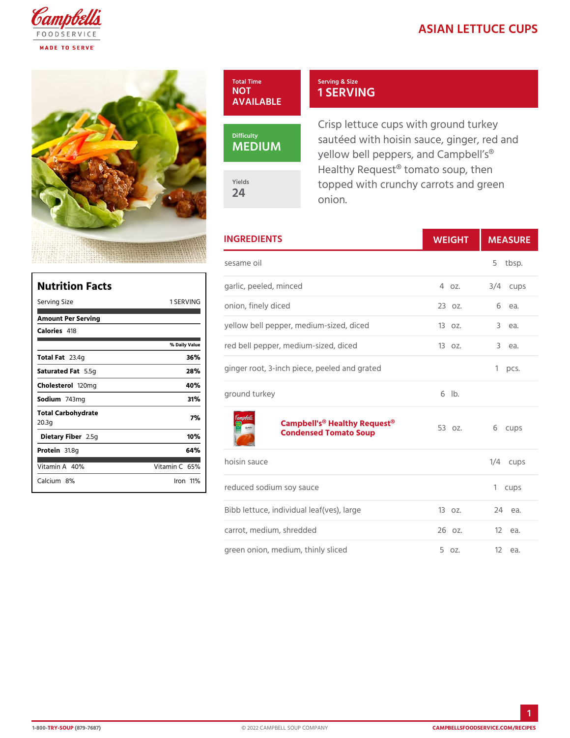# ASIAN LETTUCE CUPS

| Total Time | Serving & Size |
|---|---|
| NOT AVAILABLE | 1 SERVING |

| Difficulty | Yields |
|---|---|
| MEDIUM | 24 |

Crisp lettuce cups with ground turkey sautéed with hoisin sauce, ginger, red and yellow bell peppers, and Campbell's® Healthy Request® tomato soup, then topped with crunchy carrots and green onion.

## Nutrition Facts

| Serving Size | | 1 SERVING |
|---|---|---|
| **Amount Per Serving** | | |
| **Calories** 418 | | |
| | | **% Daily Value** |
| **Total Fat** 23.4g | | **36%** |
| **Saturated Fat** 5.5g | | **28%** |
| **Cholesterol** 120mg | | **40%** |
| **Sodium** 743mg | | **31%** |
| **Total Carbohydrate** 20.3g | | **7%** |
| **Dietary Fiber** 2.5g | | **10%** |
| **Protein** 31.8g | | **64%** |
| Vitamin A 40% | | Vitamin C 65% |
| Calcium 8% | | Iron 11% |

## INGREDIENTS

| Ingredient | WEIGHT | MEASURE |
|---|---|---|
| sesame oil | | 5 tbsp. |
| garlic, peeled, minced | 4 oz. | 3/4 cups |
| onion, finely diced | 23 oz. | 6 ea. |
| yellow bell pepper, medium-sized, diced | 13 oz. | 3 ea. |
| red bell pepper, medium-sized, diced | 13 oz. | 3 ea. |
| ginger root, 3-inch piece, peeled and grated | | 1 pcs. |
| ground turkey | 6 lb. | |
| **Campbell's® Healthy Request® Condensed Tomato Soup** | 53 oz. | 6 cups |
| hoisin sauce | | 1/4 cups |
| reduced sodium soy sauce | | 1 cups |
| Bibb lettuce, individual leaf(ves), large | 13 oz. | 24 ea. |
| carrot, medium, shredded | 26 oz. | 12 ea. |
| green onion, medium, thinly sliced | 5 oz. | 12 ea. |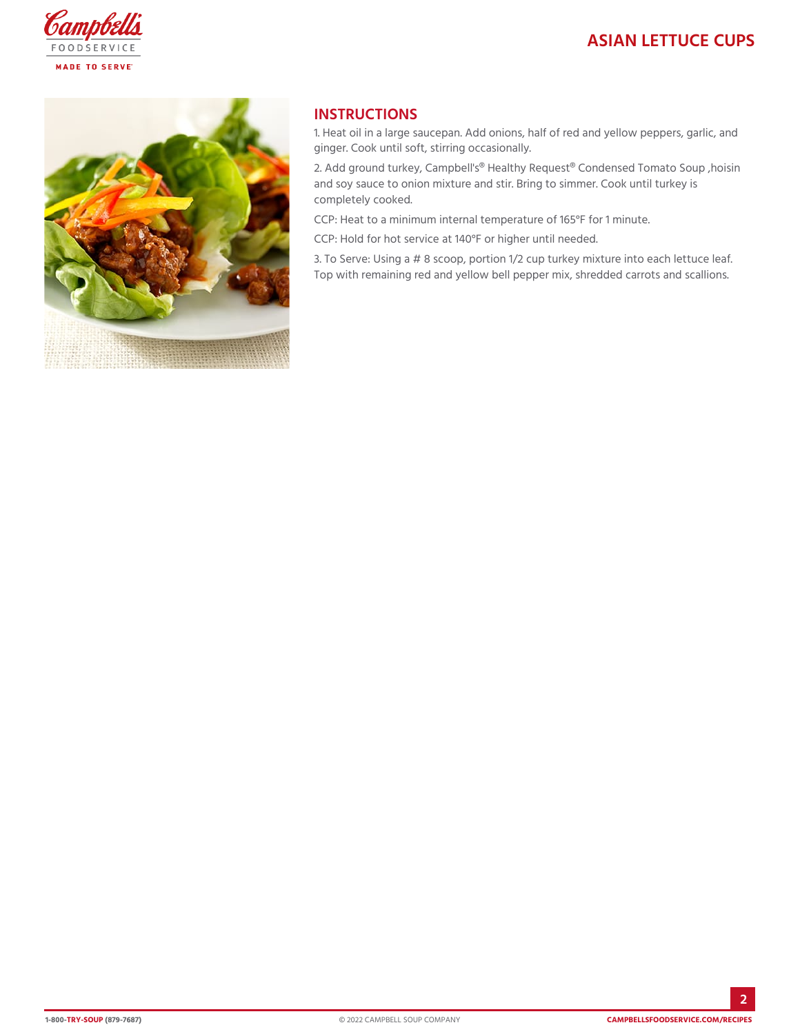## INSTRUCTIONS

1. Heat oil in a large saucepan. Add onions, half of red and yellow peppers, garlic, and ginger. Cook until soft, stirring occasionally.

2. Add ground turkey, Campbell's® Healthy Request® Condensed Tomato Soup ,hoisin and soy sauce to onion mixture and stir. Bring to simmer. Cook until turkey is completely cooked.

CCP: Heat to a minimum internal temperature of 165°F for 1 minute.

CCP: Hold for hot service at 140°F or higher until needed.

3. To Serve: Using a # 8 scoop, portion 1/2 cup turkey mixture into each lettuce leaf. Top with remaining red and yellow bell pepper mix, shredded carrots and scallions.